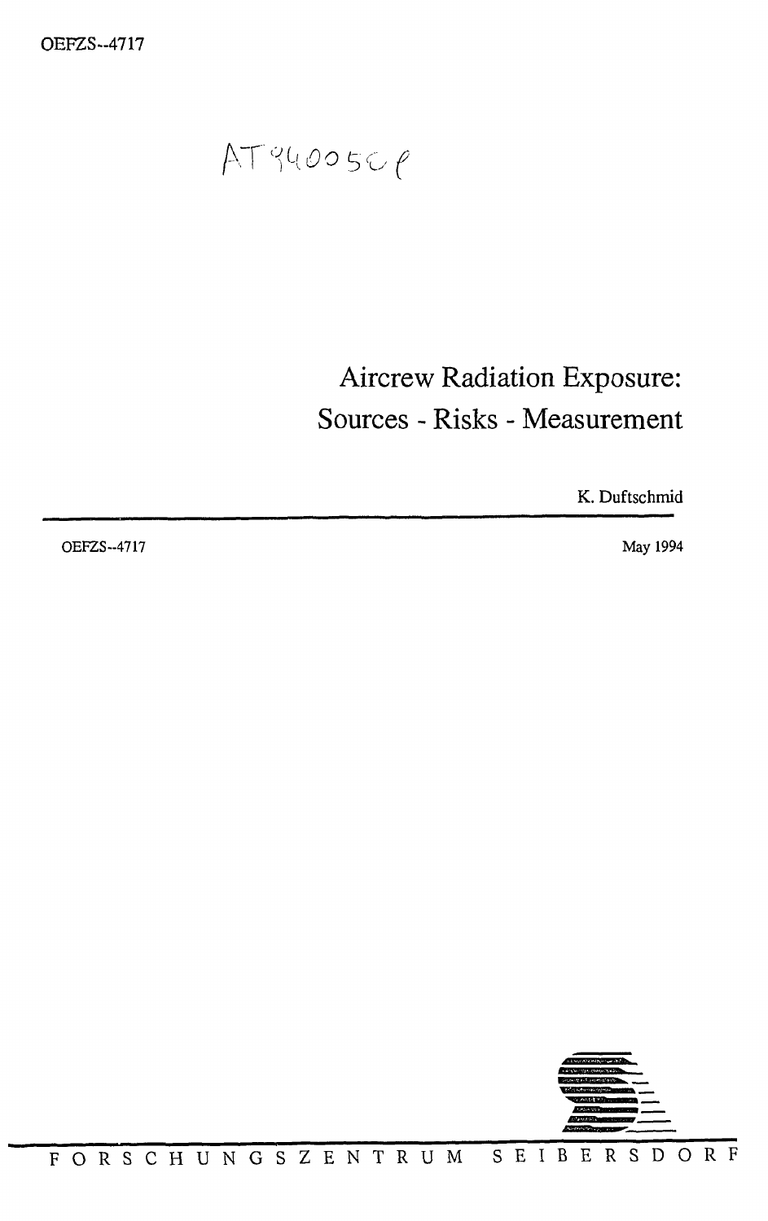OEFZS--4717

AT9400550

# Aircrew Radiation Exposure: Sources - Risks - Measurement

K. Duftschmid

OEFZS--4717

May 1994

FORSCHUNGSZENTRUM SEIBERSDORF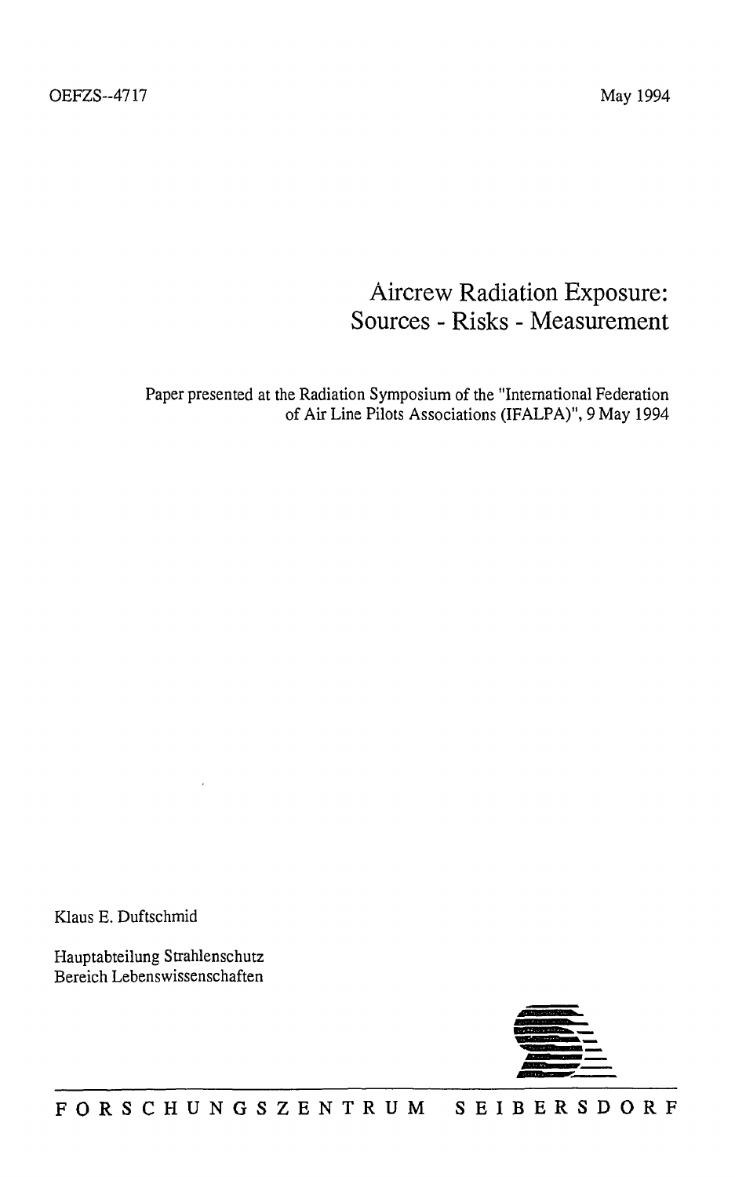OEFZS--4717

May 1994

# Aircrew Radiation Exposure: Sources - Risks - Measurement

Paper presented at the Radiation Symposium of the "International Federation of Air Line Pilots Associations (IFALPA)", 9 May 1994

Klaus E. Duftschmid

Hauptabteilung Strahlenschutz
Bereich Lebenswissenschaften

FORSCHUNGSZENTRUM SEIBERSDORF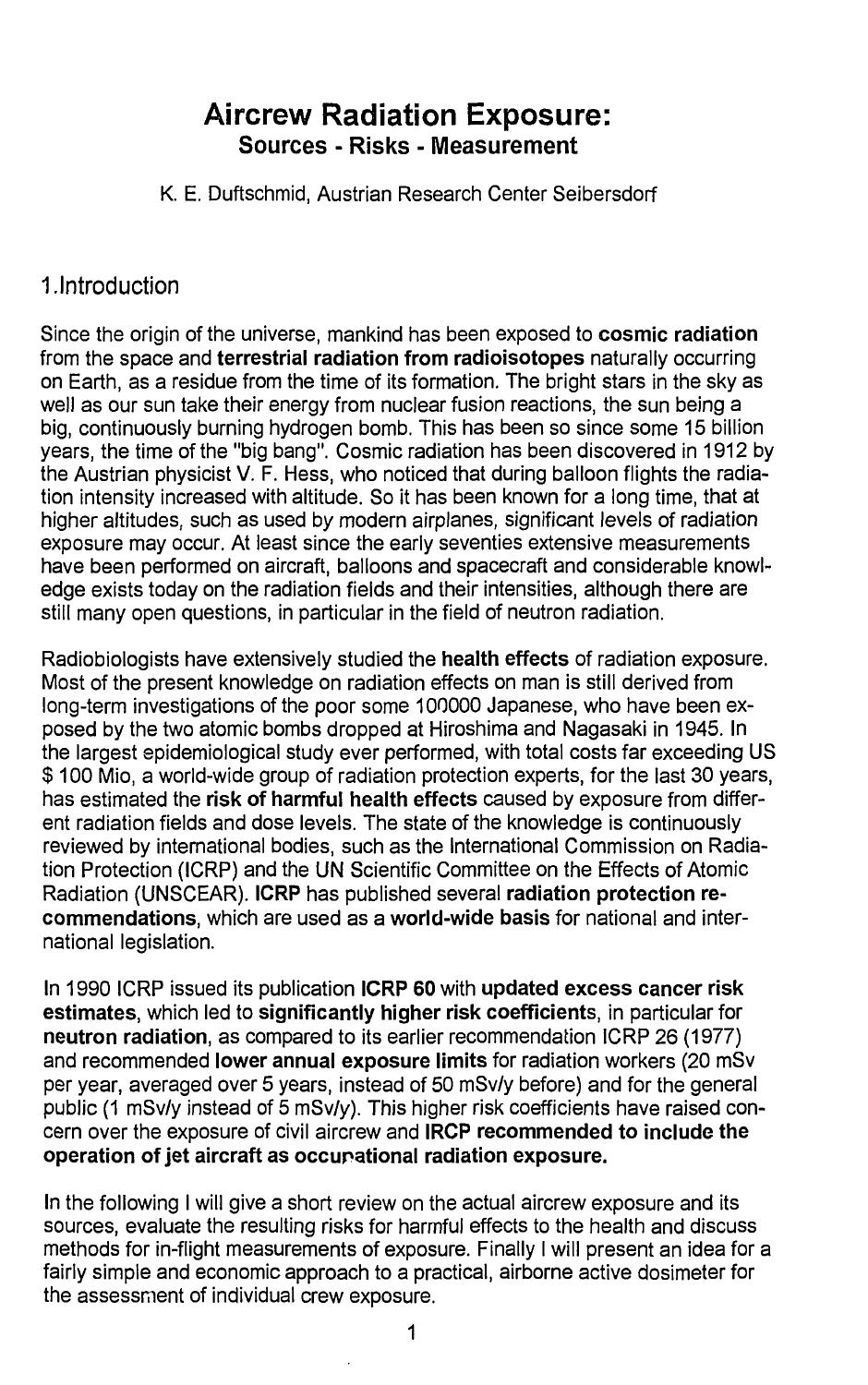# Aircrew Radiation Exposure:

## Sources - Risks - Measurement

K. E. Duftschmid, Austrian Research Center Seibersdorf

## 1.Introduction

Since the origin of the universe, mankind has been exposed to **cosmic radiation** from the space and **terrestrial radiation from radioisotopes** naturally occurring on Earth, as a residue from the time of its formation. The bright stars in the sky as well as our sun take their energy from nuclear fusion reactions, the sun being a big, continuously burning hydrogen bomb. This has been so since some 15 billion years, the time of the "big bang". Cosmic radiation has been discovered in 1912 by the Austrian physicist V. F. Hess, who noticed that during balloon flights the radiation intensity increased with altitude. So it has been known for a long time, that at higher altitudes, such as used by modern airplanes, significant levels of radiation exposure may occur. At least since the early seventies extensive measurements have been performed on aircraft, balloons and spacecraft and considerable knowledge exists today on the radiation fields and their intensities, although there are still many open questions, in particular in the field of neutron radiation.

Radiobiologists have extensively studied the **health effects** of radiation exposure. Most of the present knowledge on radiation effects on man is still derived from long-term investigations of the poor some 100000 Japanese, who have been exposed by the two atomic bombs dropped at Hiroshima and Nagasaki in 1945. In the largest epidemiological study ever performed, with total costs far exceeding US $ 100 Mio, a world-wide group of radiation protection experts, for the last 30 years, has estimated the **risk of harmful health effects** caused by exposure from different radiation fields and dose levels. The state of the knowledge is continuously reviewed by international bodies, such as the International Commission on Radiation Protection (ICRP) and the UN Scientific Committee on the Effects of Atomic Radiation (UNSCEAR). **ICRP** has published several **radiation protection recommendations**, which are used as a **world-wide basis** for national and international legislation.

In 1990 ICRP issued its publication **ICRP 60** with **updated excess cancer risk estimates**, which led to **significantly higher risk coefficients**, in particular for **neutron radiation**, as compared to its earlier recommendation ICRP 26 (1977) and recommended **lower annual exposure limits** for radiation workers (20 mSv per year, averaged over 5 years, instead of 50 mSv/y before) and for the general public (1 mSv/y instead of 5 mSv/y). This higher risk coefficients have raised concern over the exposure of civil aircrew and **IRCP recommended to include the operation of jet aircraft as occupational radiation exposure.**

In the following I will give a short review on the actual aircrew exposure and its sources, evaluate the resulting risks for harmful effects to the health and discuss methods for in-flight measurements of exposure. Finally I will present an idea for a fairly simple and economic approach to a practical, airborne active dosimeter for the assessment of individual crew exposure.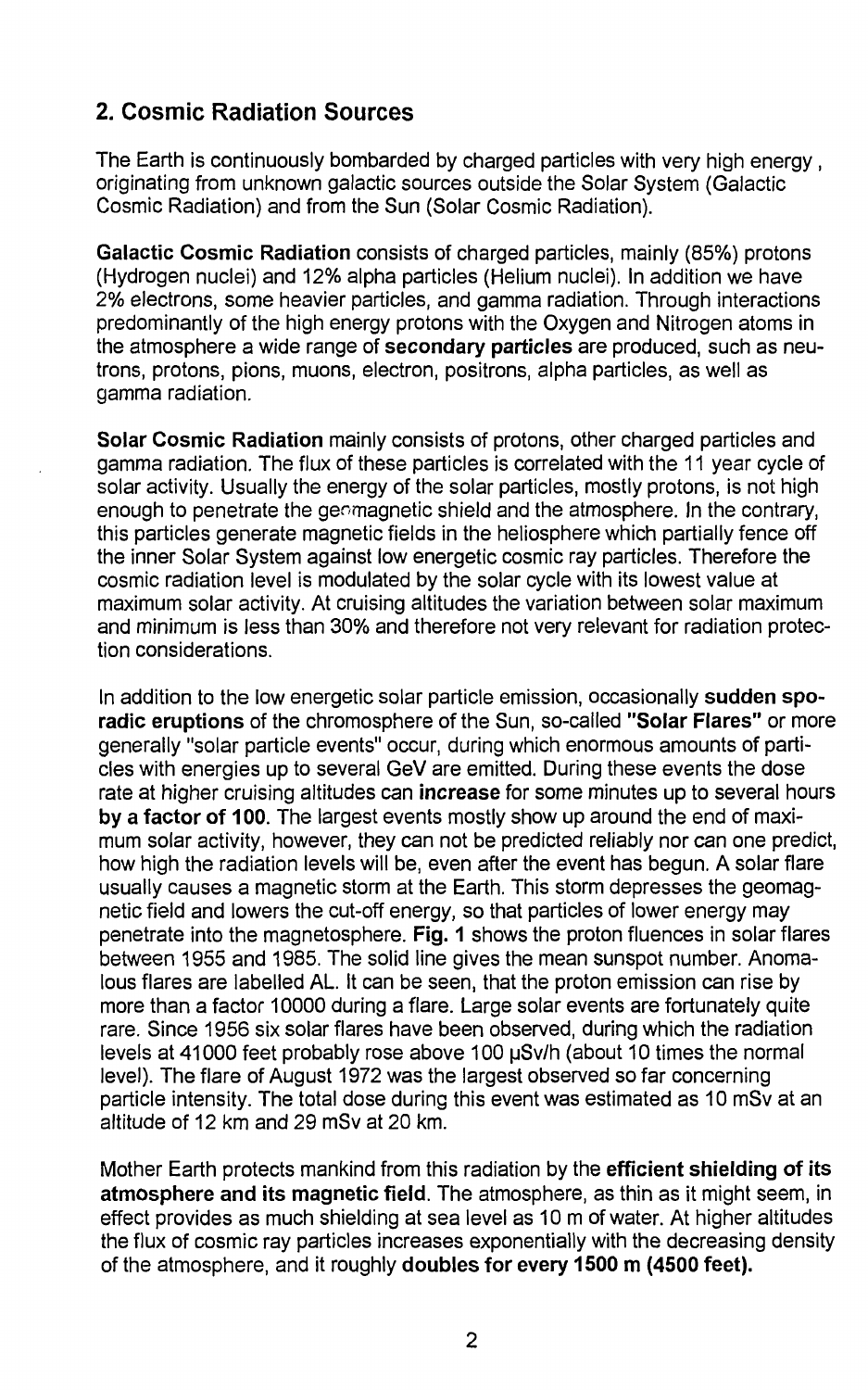## 2. Cosmic Radiation Sources

The Earth is continuously bombarded by charged particles with very high energy , originating from unknown galactic sources outside the Solar System (Galactic Cosmic Radiation) and from the Sun (Solar Cosmic Radiation).

**Galactic Cosmic Radiation** consists of charged particles, mainly (85%) protons (Hydrogen nuclei) and 12% alpha particles (Helium nuclei). In addition we have 2% electrons, some heavier particles, and gamma radiation. Through interactions predominantly of the high energy protons with the Oxygen and Nitrogen atoms in the atmosphere a wide range of **secondary particles** are produced, such as neutrons, protons, pions, muons, electron, positrons, alpha particles, as well as gamma radiation.

**Solar Cosmic Radiation** mainly consists of protons, other charged particles and gamma radiation. The flux of these particles is correlated with the 11 year cycle of solar activity. Usually the energy of the solar particles, mostly protons, is not high enough to penetrate the geomagnetic shield and the atmosphere. In the contrary, this particles generate magnetic fields in the heliosphere which partially fence off the inner Solar System against low energetic cosmic ray particles. Therefore the cosmic radiation level is modulated by the solar cycle with its lowest value at maximum solar activity. At cruising altitudes the variation between solar maximum and minimum is less than 30% and therefore not very relevant for radiation protection considerations.

In addition to the low energetic solar particle emission, occasionally **sudden sporadic eruptions** of the chromosphere of the Sun, so-called **"Solar Flares"** or more generally "solar particle events" occur, during which enormous amounts of particles with energies up to several GeV are emitted. During these events the dose rate at higher cruising altitudes can **increase** for some minutes up to several hours **by a factor of 100**. The largest events mostly show up around the end of maximum solar activity, however, they can not be predicted reliably nor can one predict, how high the radiation levels will be, even after the event has begun. A solar flare usually causes a magnetic storm at the Earth. This storm depresses the geomagnetic field and lowers the cut-off energy, so that particles of lower energy may penetrate into the magnetosphere. **Fig. 1** shows the proton fluences in solar flares between 1955 and 1985. The solid line gives the mean sunspot number. Anomalous flares are labelled AL. It can be seen, that the proton emission can rise by more than a factor 10000 during a flare. Large solar events are fortunately quite rare. Since 1956 six solar flares have been observed, during which the radiation levels at 41000 feet probably rose above 100 µSv/h (about 10 times the normal level). The flare of August 1972 was the largest observed so far concerning particle intensity. The total dose during this event was estimated as 10 mSv at an altitude of 12 km and 29 mSv at 20 km.

Mother Earth protects mankind from this radiation by the **efficient shielding of its atmosphere and its magnetic field**. The atmosphere, as thin as it might seem, in effect provides as much shielding at sea level as 10 m of water. At higher altitudes the flux of cosmic ray particles increases exponentially with the decreasing density of the atmosphere, and it roughly **doubles for every 1500 m (4500 feet).**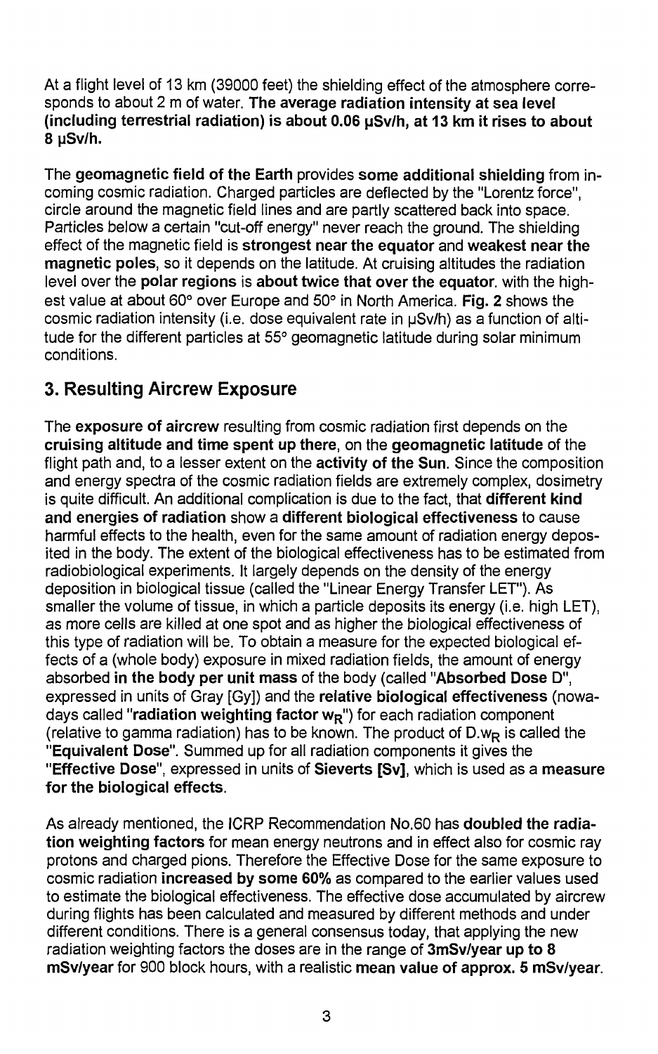At a flight level of 13 km (39000 feet) the shielding effect of the atmosphere corresponds to about 2 m of water. **The average radiation intensity at sea level (including terrestrial radiation) is about 0.06 µSv/h, at 13 km it rises to about 8 µSv/h.**

The **geomagnetic field of the Earth** provides **some additional shielding** from incoming cosmic radiation. Charged particles are deflected by the "Lorentz force", circle around the magnetic field lines and are partly scattered back into space. Particles below a certain "cut-off energy" never reach the ground. The shielding effect of the magnetic field is **strongest near the equator** and **weakest near the magnetic poles**, so it depends on the latitude. At cruising altitudes the radiation level over the **polar regions** is **about twice that over the equator**. with the highest value at about 60° over Europe and 50° in North America. **Fig. 2** shows the cosmic radiation intensity (i.e. dose equivalent rate in µSv/h) as a function of altitude for the different particles at 55° geomagnetic latitude during solar minimum conditions.

## 3. Resulting Aircrew Exposure

The **exposure of aircrew** resulting from cosmic radiation first depends on the **cruising altitude and time spent up there**, on the **geomagnetic latitude** of the flight path and, to a lesser extent on the **activity of the Sun**. Since the composition and energy spectra of the cosmic radiation fields are extremely complex, dosimetry is quite difficult. An additional complication is due to the fact, that **different kind and energies of radiation** show a **different biological effectiveness** to cause harmful effects to the health, even for the same amount of radiation energy deposited in the body. The extent of the biological effectiveness has to be estimated from radiobiological experiments. It largely depends on the density of the energy deposition in biological tissue (called the "Linear Energy Transfer LET"). As smaller the volume of tissue, in which a particle deposits its energy (i.e. high LET), as more cells are killed at one spot and as higher the biological effectiveness of this type of radiation will be. To obtain a measure for the expected biological effects of a (whole body) exposure in mixed radiation fields, the amount of energy absorbed **in the body per unit mass** of the body (called "**Absorbed Dose** D", expressed in units of Gray [Gy]) and the **relative biological effectiveness** (nowadays called **"radiation weighting factor $w_R$"**) for each radiation component (relative to gamma radiation) has to be known. The product of $D.w_R$ is called the "**Equivalent Dose**". Summed up for all radiation components it gives the "**Effective Dose**", expressed in units of **Sieverts [Sv]**, which is used as a **measure for the biological effects**.

As already mentioned, the ICRP Recommendation No.60 has **doubled the radiation weighting factors** for mean energy neutrons and in effect also for cosmic ray protons and charged pions. Therefore the Effective Dose for the same exposure to cosmic radiation **increased by some 60%** as compared to the earlier values used to estimate the biological effectiveness. The effective dose accumulated by aircrew during flights has been calculated and measured by different methods and under different conditions. There is a general consensus today, that applying the new radiation weighting factors the doses are in the range of **3mSv/year up to 8 mSv/year** for 900 block hours, with a realistic **mean value of approx. 5 mSv/year**.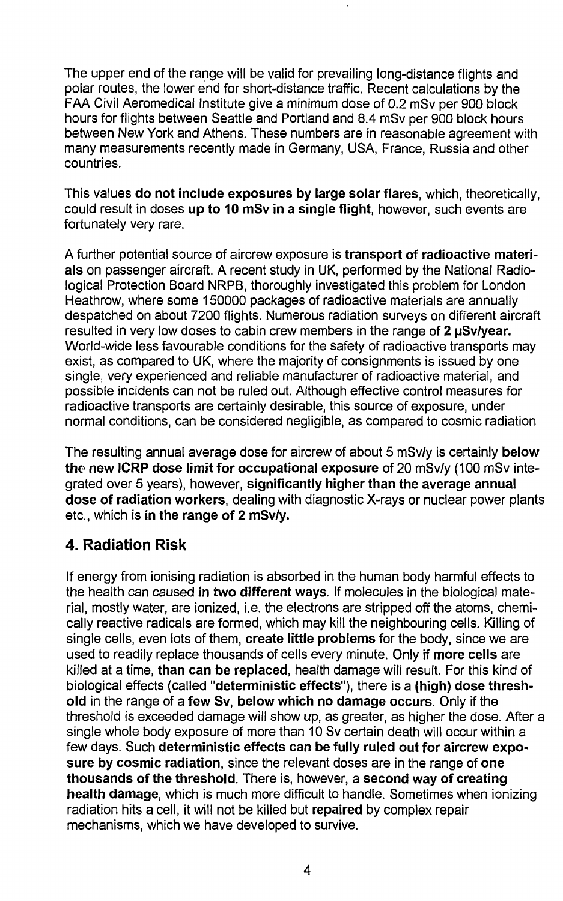The upper end of the range will be valid for prevailing long-distance flights and polar routes, the lower end for short-distance traffic. Recent calculations by the FAA Civil Aeromedical Institute give a minimum dose of 0.2 mSv per 900 block hours for flights between Seattle and Portland and 8.4 mSv per 900 block hours between New York and Athens. These numbers are in reasonable agreement with many measurements recently made in Germany, USA, France, Russia and other countries.

This values **do not include exposures by large solar flares**, which, theoretically, could result in doses **up to 10 mSv in a single flight**, however, such events are fortunately very rare.

A further potential source of aircrew exposure is **transport of radioactive materials** on passenger aircraft. A recent study in UK, performed by the National Radiological Protection Board NRPB, thoroughly investigated this problem for London Heathrow, where some 150000 packages of radioactive materials are annually despatched on about 7200 flights. Numerous radiation surveys on different aircraft resulted in very low doses to cabin crew members in the range of **2 µSv/year.** World-wide less favourable conditions for the safety of radioactive transports may exist, as compared to UK, where the majority of consignments is issued by one single, very experienced and reliable manufacturer of radioactive material, and possible incidents can not be ruled out. Although effective control measures for radioactive transports are certainly desirable, this source of exposure, under normal conditions, can be considered negligible, as compared to cosmic radiation

The resulting annual average dose for aircrew of about 5 mSv/y is certainly **below the new ICRP dose limit for occupational exposure** of 20 mSv/y (100 mSv integrated over 5 years), however, **significantly higher than the average annual dose of radiation workers**, dealing with diagnostic X-rays or nuclear power plants etc., which is **in the range of 2 mSv/y.**

## 4. Radiation Risk

If energy from ionising radiation is absorbed in the human body harmful effects to the health can caused **in two different ways**. If molecules in the biological material, mostly water, are ionized, i.e. the electrons are stripped off the atoms, chemically reactive radicals are formed, which may kill the neighbouring cells. Killing of single cells, even lots of them, **create little problems** for the body, since we are used to readily replace thousands of cells every minute. Only if **more cells** are killed at a time, **than can be replaced**, health damage will result. For this kind of biological effects (called "**deterministic effects**"), there is a **(high) dose threshold** in the range of a **few Sv, below which no damage occurs**. Only if the threshold is exceeded damage will show up, as greater, as higher the dose. After a single whole body exposure of more than 10 Sv certain death will occur within a few days. Such **deterministic effects can be fully ruled out for aircrew exposure by cosmic radiation**, since the relevant doses are in the range of **one thousands of the threshold**. There is, however, a **second way of creating health damage**, which is much more difficult to handle. Sometimes when ionizing radiation hits a cell, it will not be killed but **repaired** by complex repair mechanisms, which we have developed to survive.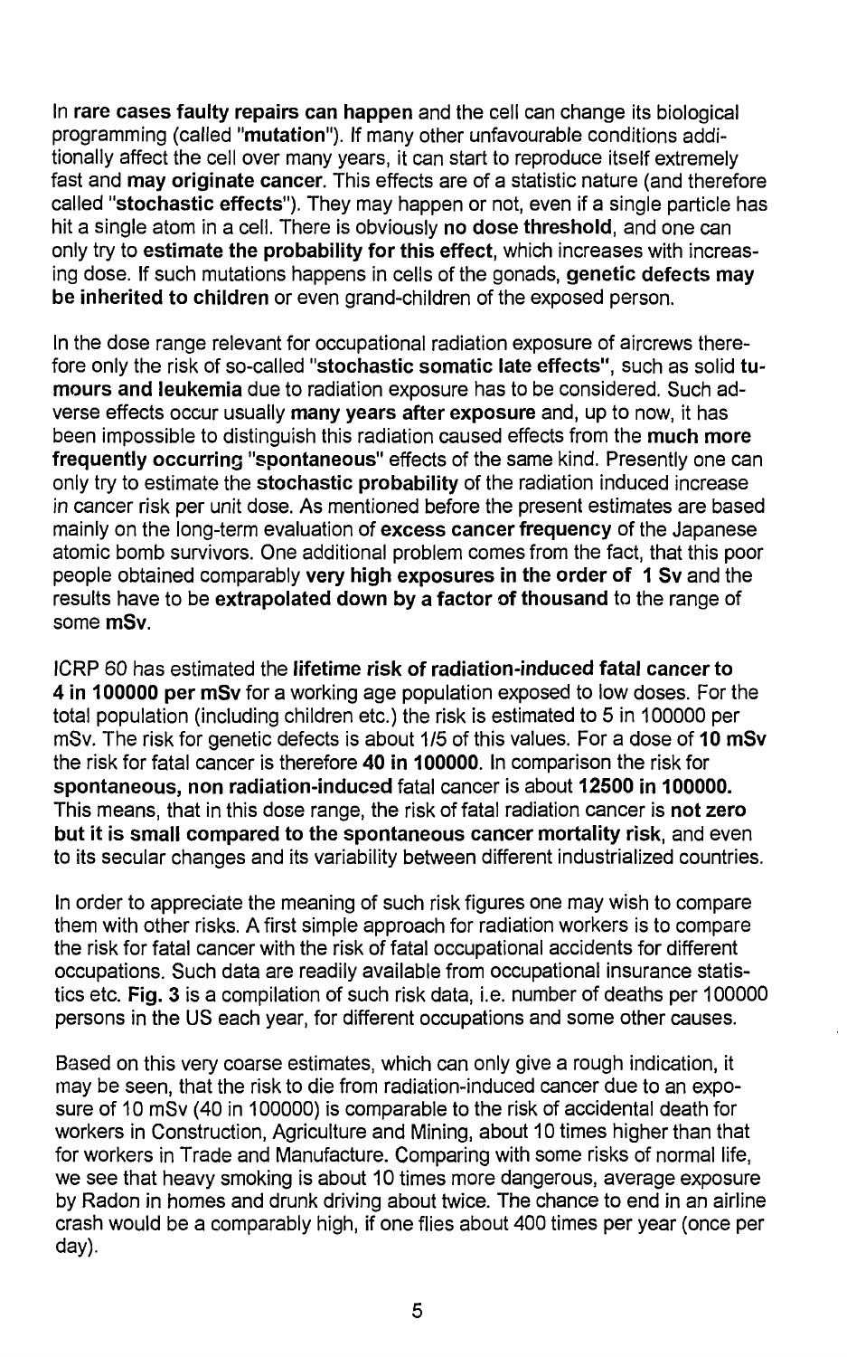In **rare cases faulty repairs can happen** and the cell can change its biological programming (called "**mutation**"). If many other unfavourable conditions additionally affect the cell over many years, it can start to reproduce itself extremely fast and **may originate cancer**. This effects are of a statistic nature (and therefore called "**stochastic effects**"). They may happen or not, even if a single particle has hit a single atom in a cell. There is obviously **no dose threshold**, and one can only try to **estimate the probability for this effect**, which increases with increasing dose. If such mutations happens in cells of the gonads, **genetic defects may be inherited to children** or even grand-children of the exposed person.

In the dose range relevant for occupational radiation exposure of aircrews therefore only the risk of so-called "**stochastic somatic late effects**", such as solid **tumours and leukemia** due to radiation exposure has to be considered. Such adverse effects occur usually **many years after exposure** and, up to now, it has been impossible to distinguish this radiation caused effects from the **much more frequently occurring** "spontaneous" effects of the same kind. Presently one can only try to estimate the **stochastic probability** of the radiation induced increase in cancer risk per unit dose. As mentioned before the present estimates are based mainly on the long-term evaluation of **excess cancer frequency** of the Japanese atomic bomb survivors. One additional problem comes from the fact, that this poor people obtained comparably **very high exposures in the order of 1 Sv** and the results have to be **extrapolated down by a factor of thousand** to the range of some **mSv**.

ICRP 60 has estimated the **lifetime risk of radiation-induced fatal cancer to 4 in 100000 per mSv** for a working age population exposed to low doses. For the total population (including children etc.) the risk is estimated to 5 in 100000 per mSv. The risk for genetic defects is about 1/5 of this values. For a dose of **10 mSv** the risk for fatal cancer is therefore **40 in 100000**. In comparison the risk for **spontaneous, non radiation-induced** fatal cancer is about **12500 in 100000.** This means, that in this dose range, the risk of fatal radiation cancer is **not zero but it is small compared to the spontaneous cancer mortality risk**, and even to its secular changes and its variability between different industrialized countries.

In order to appreciate the meaning of such risk figures one may wish to compare them with other risks. A first simple approach for radiation workers is to compare the risk for fatal cancer with the risk of fatal occupational accidents for different occupations. Such data are readily available from occupational insurance statistics etc. **Fig. 3** is a compilation of such risk data, i.e. number of deaths per 100000 persons in the US each year, for different occupations and some other causes.

Based on this very coarse estimates, which can only give a rough indication, it may be seen, that the risk to die from radiation-induced cancer due to an exposure of 10 mSv (40 in 100000) is comparable to the risk of accidental death for workers in Construction, Agriculture and Mining, about 10 times higher than that for workers in Trade and Manufacture. Comparing with some risks of normal life, we see that heavy smoking is about 10 times more dangerous, average exposure by Radon in homes and drunk driving about twice. The chance to end in an airline crash would be a comparably high, if one flies about 400 times per year (once per day).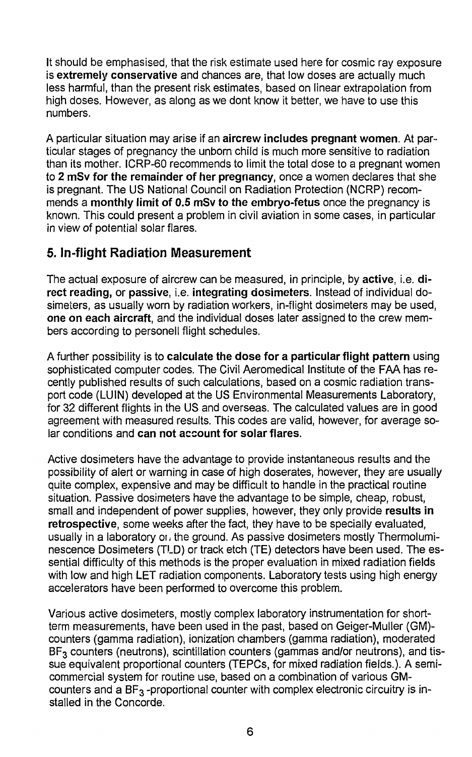It should be emphasised, that the risk estimate used here for cosmic ray exposure is **extremely conservative** and chances are, that low doses are actually much less harmful, than the present risk estimates, based on linear extrapolation from high doses. However, as along as we dont know it better, we have to use this numbers.

A particular situation may arise if an **aircrew includes pregnant women**. At particular stages of pregnancy the unborn child is much more sensitive to radiation than its mother. ICRP-60 recommends to limit the total dose to a pregnant women to **2 mSv for the remainder of her pregnancy**, once a women declares that she is pregnant. The US National Council on Radiation Protection (NCRP) recommends a **monthly limit of 0.5 mSv to the embryo-fetus** once the pregnancy is known. This could present a problem in civil aviation in some cases, in particular in view of potential solar flares.

## 5. In-flight Radiation Measurement

The actual exposure of aircrew can be measured, in principle, by **active**, i.e. **direct reading,** or **passive**, i.e. **integrating dosimeters**. Instead of individual dosimeters, as usually worn by radiation workers, in-flight dosimeters may be used, **one on each aircraft**, and the individual doses later assigned to the crew members according to personell flight schedules.

A further possibility is to **calculate the dose for a particular flight pattern** using sophisticated computer codes. The Civil Aeromedical Institute of the FAA has recently published results of such calculations, based on a cosmic radiation transport code (LUIN) developed at the US Environmental Measurements Laboratory, for 32 different flights in the US and overseas. The calculated values are in good agreement with measured results. This codes are valid, however, for average solar conditions and **can not account for solar flares**.

Active dosimeters have the advantage to provide instantaneous results and the possibility of alert or warning in case of high doserates, however, they are usually quite complex, expensive and may be difficult to handle in the practical routine situation. Passive dosimeters have the advantage to be simple, cheap, robust, small and independent of power supplies, however, they only provide **results in retrospective**, some weeks after the fact, they have to be specially evaluated, usually in a laboratory on the ground. As passive dosimeters mostly Thermoluminescence Dosimeters (TLD) or track etch (TE) detectors have been used. The essential difficulty of this methods is the proper evaluation in mixed radiation fields with low and high LET radiation components. Laboratory tests using high energy accelerators have been performed to overcome this problem.

Various active dosimeters, mostly complex laboratory instrumentation for short-term measurements, have been used in the past, based on Geiger-Muller (GM)-counters (gamma radiation), ionization chambers (gamma radiation), moderated $BF_3$ counters (neutrons), scintillation counters (gammas and/or neutrons), and tissue equivalent proportional counters (TEPCs, for mixed radiation fields.). A semi-commercial system for routine use, based on a combination of various GM-counters and a $BF_3$ -proportional counter with complex electronic circuitry is installed in the Concorde.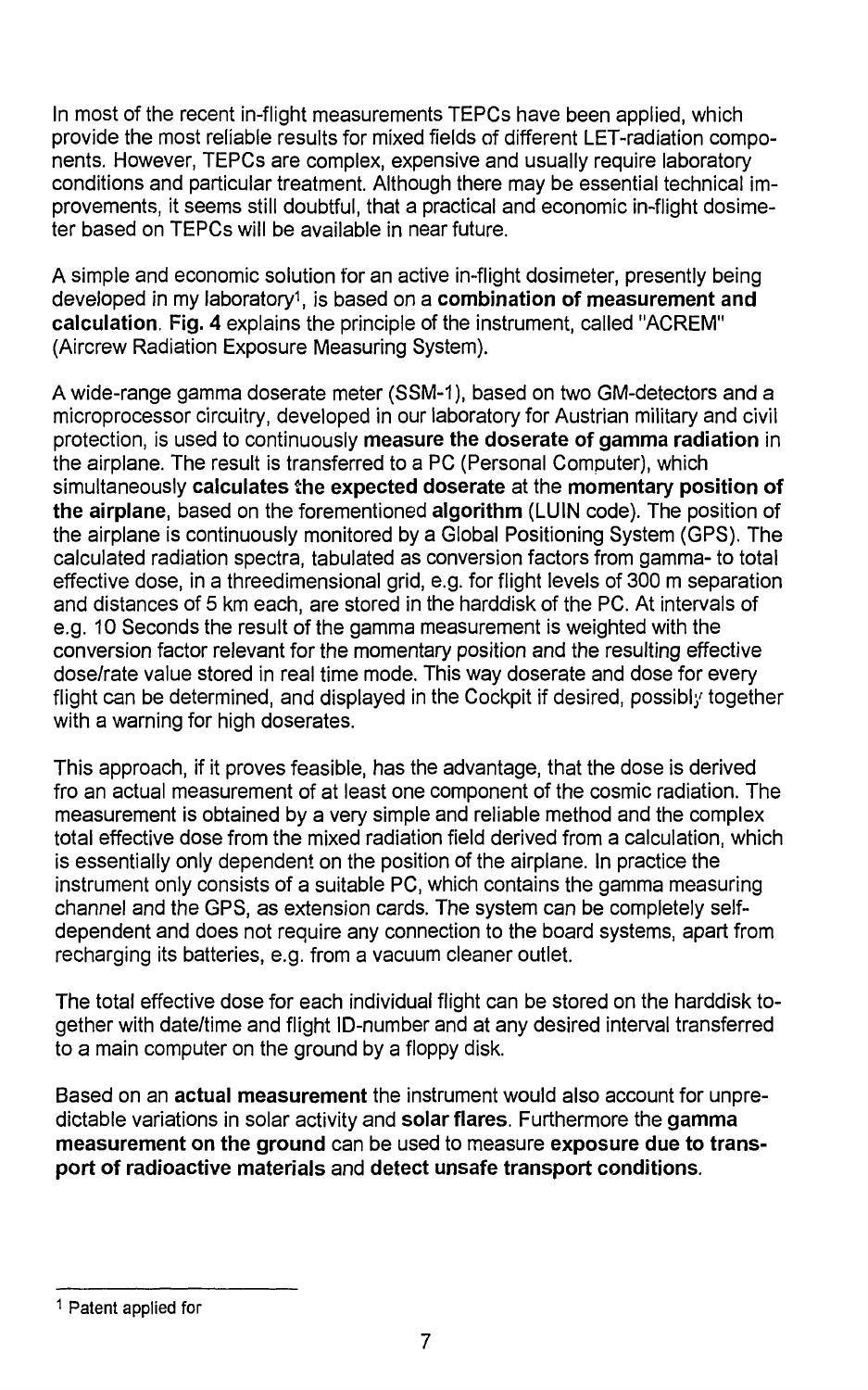In most of the recent in-flight measurements TEPCs have been applied, which provide the most reliable results for mixed fields of different LET-radiation components. However, TEPCs are complex, expensive and usually require laboratory conditions and particular treatment. Although there may be essential technical improvements, it seems still doubtful, that a practical and economic in-flight dosimeter based on TEPCs will be available in near future.

A simple and economic solution for an active in-flight dosimeter, presently being developed in my laboratory[1], is based on a **combination of measurement and calculation**. **Fig. 4** explains the principle of the instrument, called "ACREM" (Aircrew Radiation Exposure Measuring System).

A wide-range gamma doserate meter (SSM-1), based on two GM-detectors and a microprocessor circuitry, developed in our laboratory for Austrian military and civil protection, is used to continuously **measure the doserate of gamma radiation** in the airplane. The result is transferred to a PC (Personal Computer), which simultaneously **calculates the expected doserate** at the **momentary position of the airplane**, based on the forementioned **algorithm** (LUIN code). The position of the airplane is continuously monitored by a Global Positioning System (GPS). The calculated radiation spectra, tabulated as conversion factors from gamma- to total effective dose, in a threedimensional grid, e.g. for flight levels of 300 m separation and distances of 5 km each, are stored in the harddisk of the PC. At intervals of e.g. 10 Seconds the result of the gamma measurement is weighted with the conversion factor relevant for the momentary position and the resulting effective dose/rate value stored in real time mode. This way doserate and dose for every flight can be determined, and displayed in the Cockpit if desired, possibly together with a warning for high doserates.

This approach, if it proves feasible, has the advantage, that the dose is derived fro an actual measurement of at least one component of the cosmic radiation. The measurement is obtained by a very simple and reliable method and the complex total effective dose from the mixed radiation field derived from a calculation, which is essentially only dependent on the position of the airplane. In practice the instrument only consists of a suitable PC, which contains the gamma measuring channel and the GPS, as extension cards. The system can be completely self-dependent and does not require any connection to the board systems, apart from recharging its batteries, e.g. from a vacuum cleaner outlet.

The total effective dose for each individual flight can be stored on the harddisk together with date/time and flight ID-number and at any desired interval transferred to a main computer on the ground by a floppy disk.

Based on an **actual measurement** the instrument would also account for unpredictable variations in solar activity and **solar flares**. Furthermore the **gamma measurement on the ground** can be used to measure **exposure due to transport of radioactive materials** and **detect unsafe transport conditions**.

---

[1] Patent applied for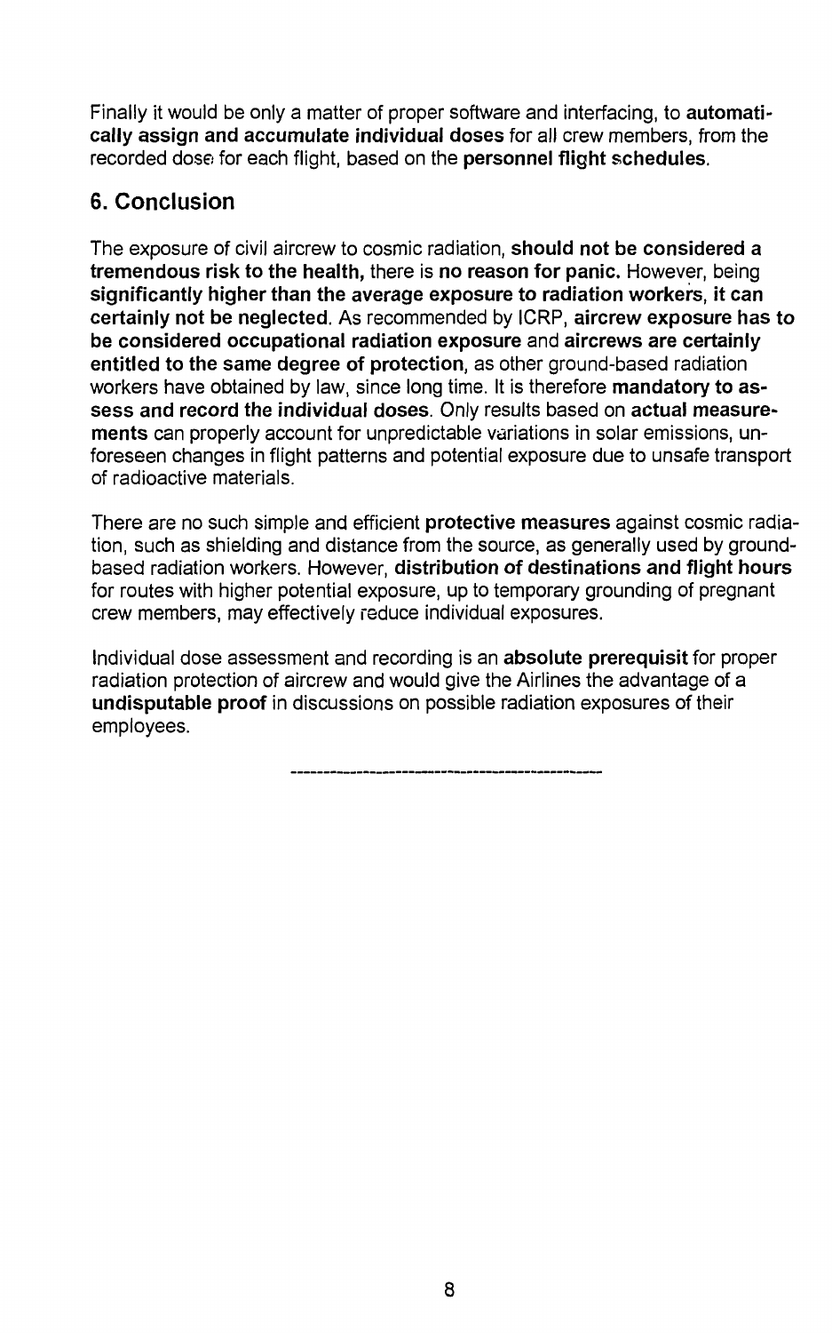Finally it would be only a matter of proper software and interfacing, to **automatically assign and accumulate individual doses** for all crew members, from the recorded dose for each flight, based on the **personnel flight schedules**.

## 6. Conclusion

The exposure of civil aircrew to cosmic radiation, **should not be considered a tremendous risk to the health,** there is **no reason for panic.** However, being **significantly higher than the average exposure to radiation workers, it can certainly not be neglected**. As recommended by ICRP, **aircrew exposure has to be considered occupational radiation exposure** and **aircrews are certainly entitled to the same degree of protection**, as other ground-based radiation workers have obtained by law, since long time. It is therefore **mandatory to assess and record the individual doses**. Only results based on **actual measurements** can properly account for unpredictable variations in solar emissions, unforeseen changes in flight patterns and potential exposure due to unsafe transport of radioactive materials.

There are no such simple and efficient **protective measures** against cosmic radiation, such as shielding and distance from the source, as generally used by ground-based radiation workers. However, **distribution of destinations and flight hours** for routes with higher potential exposure, up to temporary grounding of pregnant crew members, may effectively reduce individual exposures.

Individual dose assessment and recording is an **absolute prerequisit** for proper radiation protection of aircrew and would give the Airlines the advantage of a **undisputable proof** in discussions on possible radiation exposures of their employees.

---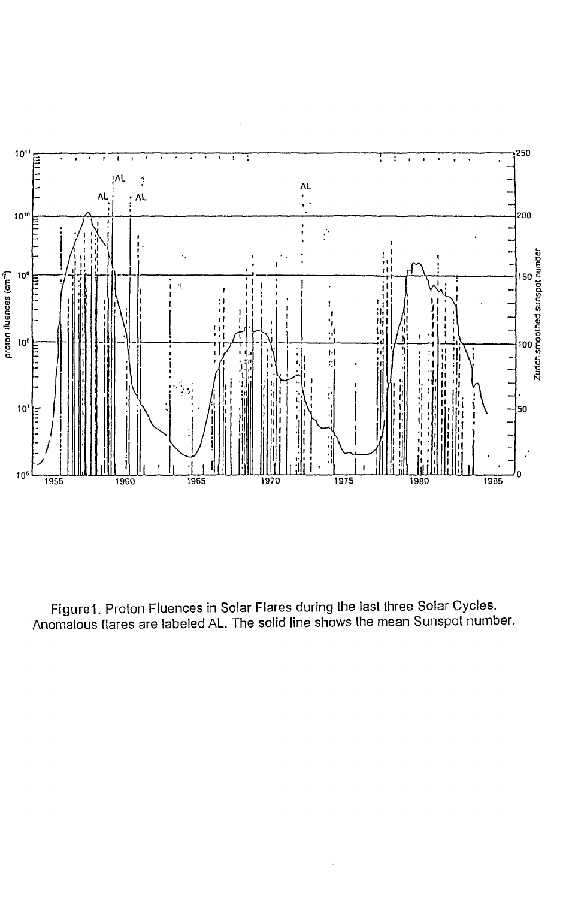Figure1. Proton Fluences in Solar Flares during the last three Solar Cycles. Anomalous flares are labeled AL. The solid line shows the mean Sunspot number.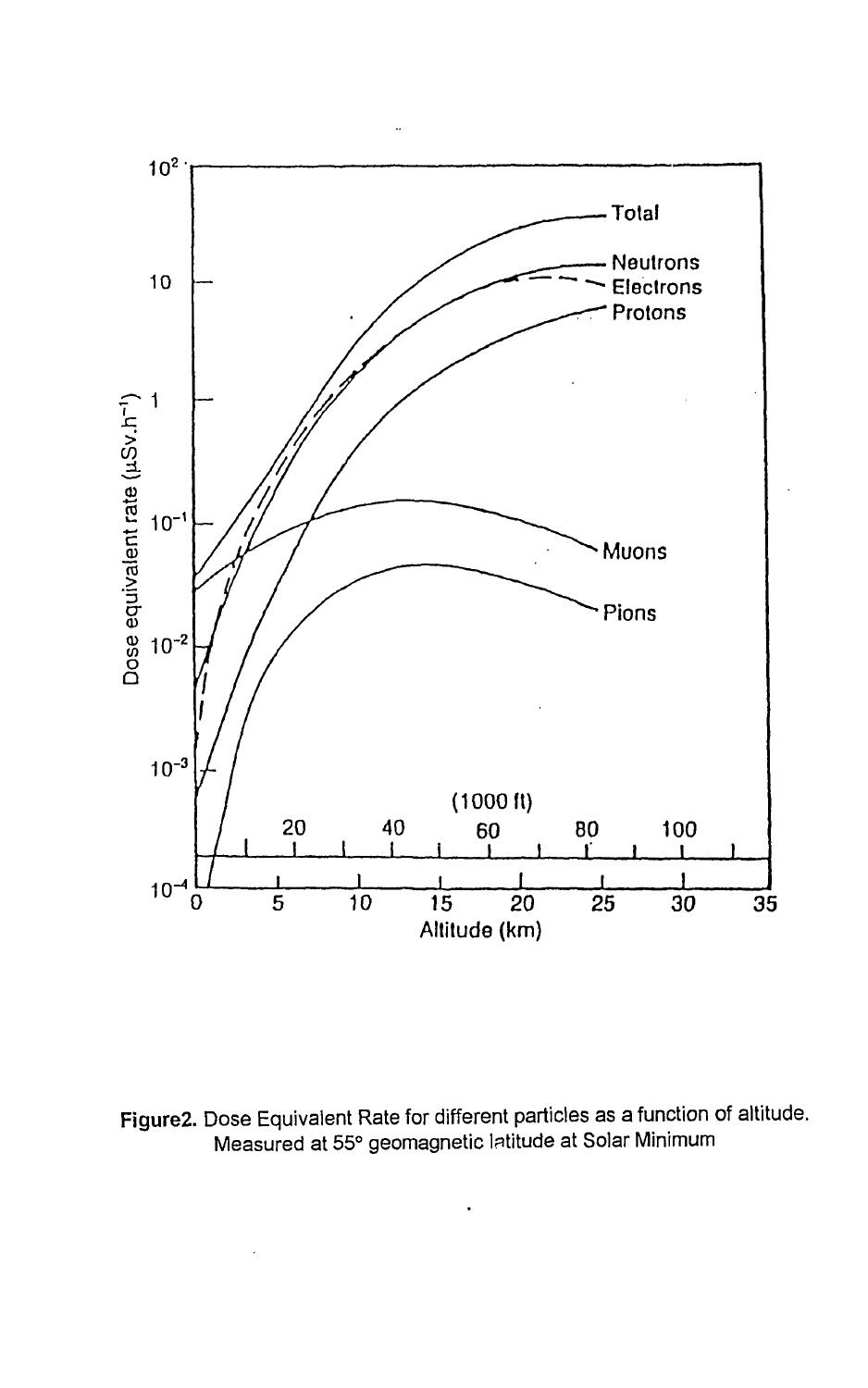**Figure2.** Dose Equivalent Rate for different particles as a function of altitude. Measured at 55° geomagnetic latitude at Solar Minimum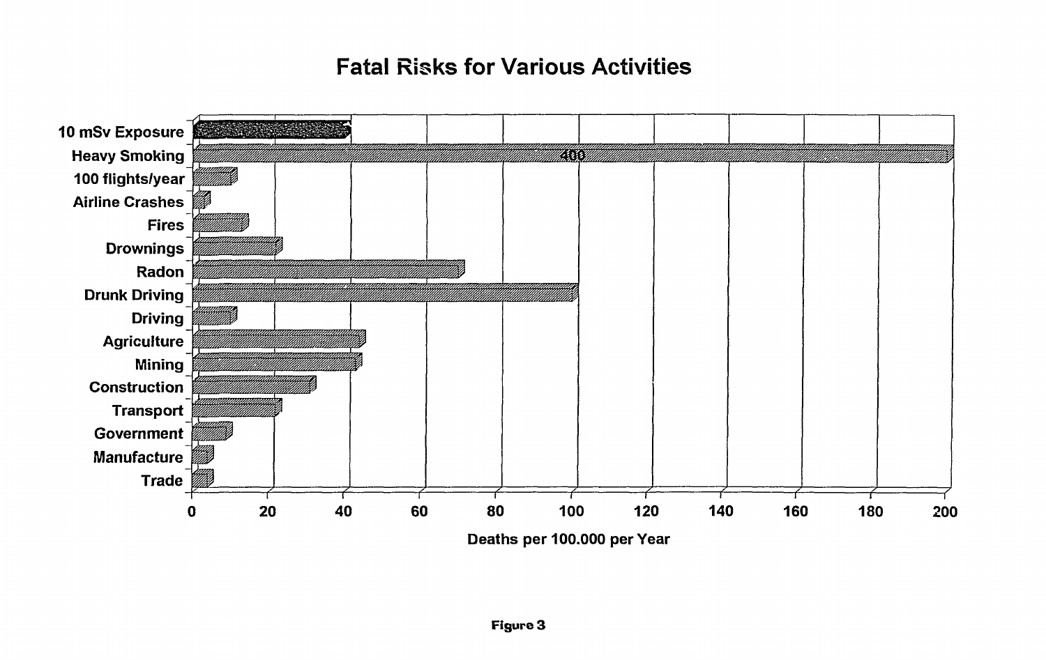## Fatal Risks for Various Activities

| Activity | Deaths per 100.000 per Year |
|---|---|
| 10 mSv Exposure | ~41 |
| Heavy Smoking | 400 |
| 100 flights/year | ~10 |
| Airline Crashes | ~3 |
| Fires | ~13 |
| Drownings | ~22 |
| Radon | ~70 |
| Drunk Driving | ~100 |
| Driving | ~10 |
| Agriculture | ~44 |
| Mining | ~43 |
| Construction | ~31 |
| Transport | ~22 |
| Government | ~9 |
| Manufacture | ~4 |
| Trade | ~4 |

Deaths per 100.000 per Year

Figure 3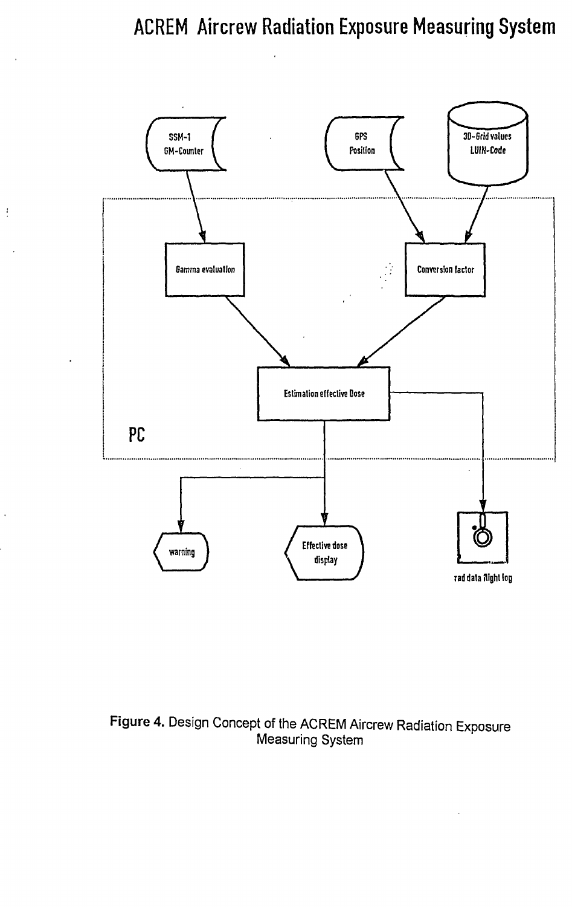# ACREM Aircrew Radiation Exposure Measuring System

SSM-1 GM-Counter

GPS Position

3D-Grid values LUIN-Code

Gamma evaluation

Conversion factor

Estimation effective Dose

PC

warning

Effective dose display

rad data flight log

Figure 4. Design Concept of the ACREM Aircrew Radiation Exposure Measuring System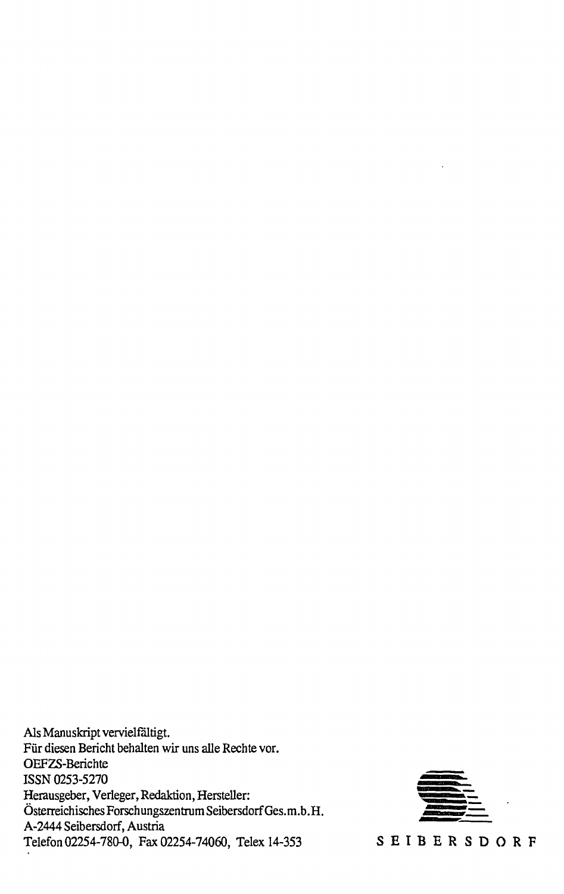Als Manuskript vervielfältigt.
Für diesen Bericht behalten wir uns alle Rechte vor.
OEFZS-Berichte
ISSN 0253-5270
Herausgeber, Verleger, Redaktion, Hersteller:
Österreichisches Forschungszentrum Seibersdorf Ges.m.b.H.
A-2444 Seibersdorf, Austria
Telefon 02254-780-0, Fax 02254-74060, Telex 14-353

SEIBERSDORF